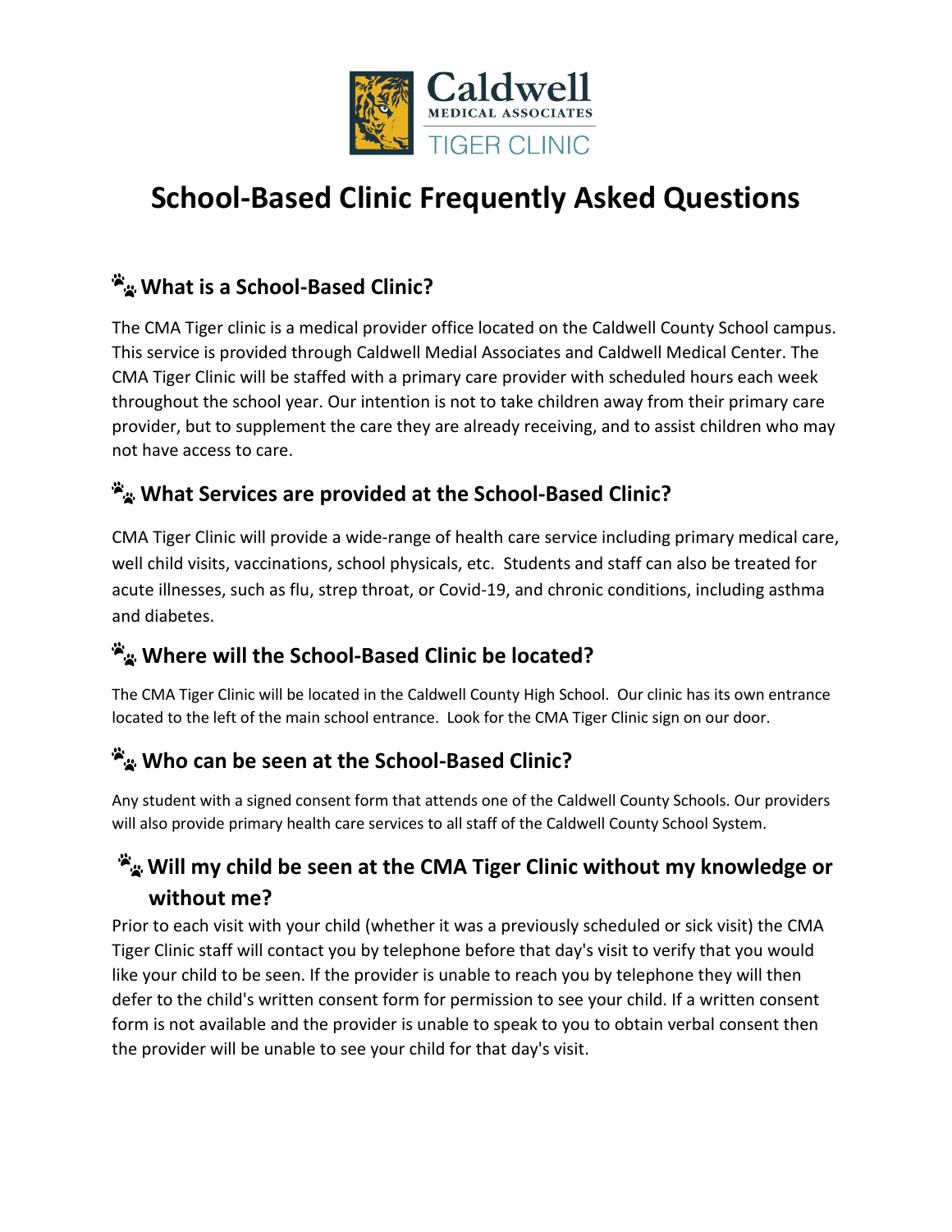# School-Based Clinic Frequently Asked Questions

## What is a School-Based Clinic?

The CMA Tiger clinic is a medical provider office located on the Caldwell County School campus. This service is provided through Caldwell Medial Associates and Caldwell Medical Center. The CMA Tiger Clinic will be staffed with a primary care provider with scheduled hours each week throughout the school year. Our intention is not to take children away from their primary care provider, but to supplement the care they are already receiving, and to assist children who may not have access to care.

## What Services are provided at the School-Based Clinic?

CMA Tiger Clinic will provide a wide-range of health care service including primary medical care, well child visits, vaccinations, school physicals, etc. Students and staff can also be treated for acute illnesses, such as flu, strep throat, or Covid-19, and chronic conditions, including asthma and diabetes.

## Where will the School-Based Clinic be located?

The CMA Tiger Clinic will be located in the Caldwell County High School. Our clinic has its own entrance located to the left of the main school entrance. Look for the CMA Tiger Clinic sign on our door.

## Who can be seen at the School-Based Clinic?

Any student with a signed consent form that attends one of the Caldwell County Schools. Our providers will also provide primary health care services to all staff of the Caldwell County School System.

## Will my child be seen at the CMA Tiger Clinic without my knowledge or without me?

Prior to each visit with your child (whether it was a previously scheduled or sick visit) the CMA Tiger Clinic staff will contact you by telephone before that day's visit to verify that you would like your child to be seen. If the provider is unable to reach you by telephone they will then defer to the child's written consent form for permission to see your child. If a written consent form is not available and the provider is unable to speak to you to obtain verbal consent then the provider will be unable to see your child for that day's visit.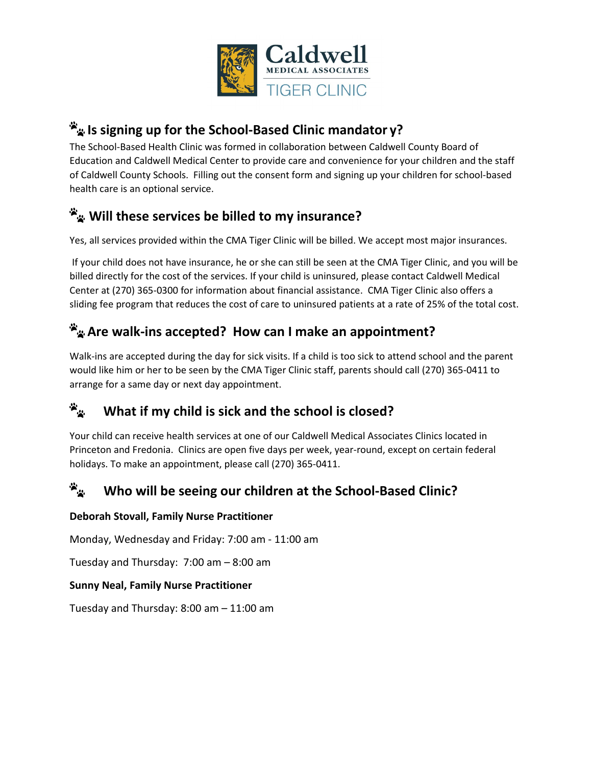Caldwell
MEDICAL ASSOCIATES
TIGER CLINIC

## Is signing up for the School-Based Clinic mandatory?

The School-Based Health Clinic was formed in collaboration between Caldwell County Board of Education and Caldwell Medical Center to provide care and convenience for your children and the staff of Caldwell County Schools. Filling out the consent form and signing up your children for school-based health care is an optional service.

## Will these services be billed to my insurance?

Yes, all services provided within the CMA Tiger Clinic will be billed. We accept most major insurances.

If your child does not have insurance, he or she can still be seen at the CMA Tiger Clinic, and you will be billed directly for the cost of the services. If your child is uninsured, please contact Caldwell Medical Center at (270) 365-0300 for information about financial assistance. CMA Tiger Clinic also offers a sliding fee program that reduces the cost of care to uninsured patients at a rate of 25% of the total cost.

## Are walk-ins accepted? How can I make an appointment?

Walk-ins are accepted during the day for sick visits. If a child is too sick to attend school and the parent would like him or her to be seen by the CMA Tiger Clinic staff, parents should call (270) 365-0411 to arrange for a same day or next day appointment.

## What if my child is sick and the school is closed?

Your child can receive health services at one of our Caldwell Medical Associates Clinics located in Princeton and Fredonia. Clinics are open five days per week, year-round, except on certain federal holidays. To make an appointment, please call (270) 365-0411.

## Who will be seeing our children at the School-Based Clinic?

**Deborah Stovall, Family Nurse Practitioner**

Monday, Wednesday and Friday: 7:00 am - 11:00 am

Tuesday and Thursday: 7:00 am – 8:00 am

**Sunny Neal, Family Nurse Practitioner**

Tuesday and Thursday: 8:00 am – 11:00 am